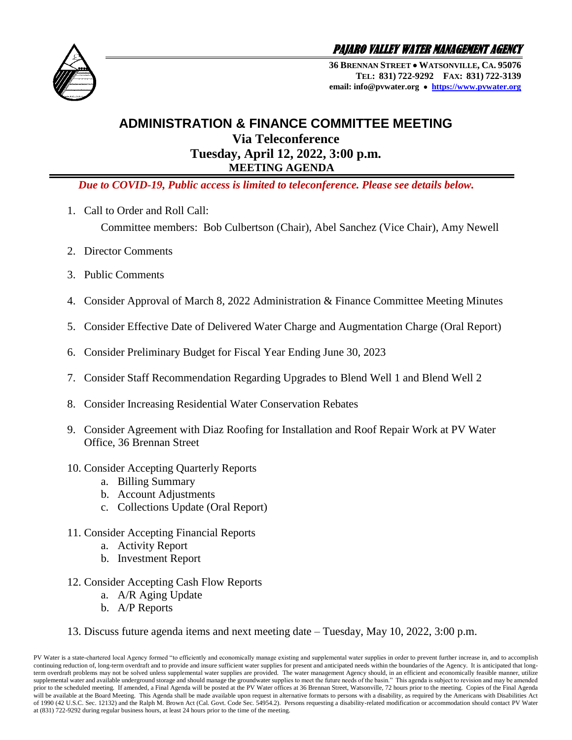**PAJARO VALLEY WATER MANAGEMENT AGENCY**

**36 BRENNAN STREET • WATSONVILLE, CA. 95076**
**TEL: 831) 722-9292 FAX: 831) 722-3139**
**email: info@pvwater.org • https://www.pvwater.org**

# ADMINISTRATION & FINANCE COMMITTEE MEETING

## Via Teleconference

## Tuesday, April 12, 2022, 3:00 p.m.

### MEETING AGENDA

***Due to COVID-19, Public access is limited to teleconference. Please see details below.***

1. Call to Order and Roll Call:

   Committee members: Bob Culbertson (Chair), Abel Sanchez (Vice Chair), Amy Newell

2. Director Comments

3. Public Comments

4. Consider Approval of March 8, 2022 Administration & Finance Committee Meeting Minutes

5. Consider Effective Date of Delivered Water Charge and Augmentation Charge (Oral Report)

6. Consider Preliminary Budget for Fiscal Year Ending June 30, 2023

7. Consider Staff Recommendation Regarding Upgrades to Blend Well 1 and Blend Well 2

8. Consider Increasing Residential Water Conservation Rebates

9. Consider Agreement with Diaz Roofing for Installation and Roof Repair Work at PV Water Office, 36 Brennan Street

10. Consider Accepting Quarterly Reports
    a. Billing Summary
    b. Account Adjustments
    c. Collections Update (Oral Report)

11. Consider Accepting Financial Reports
    a. Activity Report
    b. Investment Report

12. Consider Accepting Cash Flow Reports
    a. A/R Aging Update
    b. A/P Reports

13. Discuss future agenda items and next meeting date – Tuesday, May 10, 2022, 3:00 p.m.

PV Water is a state-chartered local Agency formed "to efficiently and economically manage existing and supplemental water supplies in order to prevent further increase in, and to accomplish continuing reduction of, long-term overdraft and to provide and insure sufficient water supplies for present and anticipated needs within the boundaries of the Agency. It is anticipated that long-term overdraft problems may not be solved unless supplemental water supplies are provided. The water management Agency should, in an efficient and economically feasible manner, utilize supplemental water and available underground storage and should manage the groundwater supplies to meet the future needs of the basin." This agenda is subject to revision and may be amended prior to the scheduled meeting. If amended, a Final Agenda will be posted at the PV Water offices at 36 Brennan Street, Watsonville, 72 hours prior to the meeting. Copies of the Final Agenda will be available at the Board Meeting. This Agenda shall be made available upon request in alternative formats to persons with a disability, as required by the Americans with Disabilities Act of 1990 (42 U.S.C. Sec. 12132) and the Ralph M. Brown Act (Cal. Govt. Code Sec. 54954.2). Persons requesting a disability-related modification or accommodation should contact PV Water at (831) 722-9292 during regular business hours, at least 24 hours prior to the time of the meeting.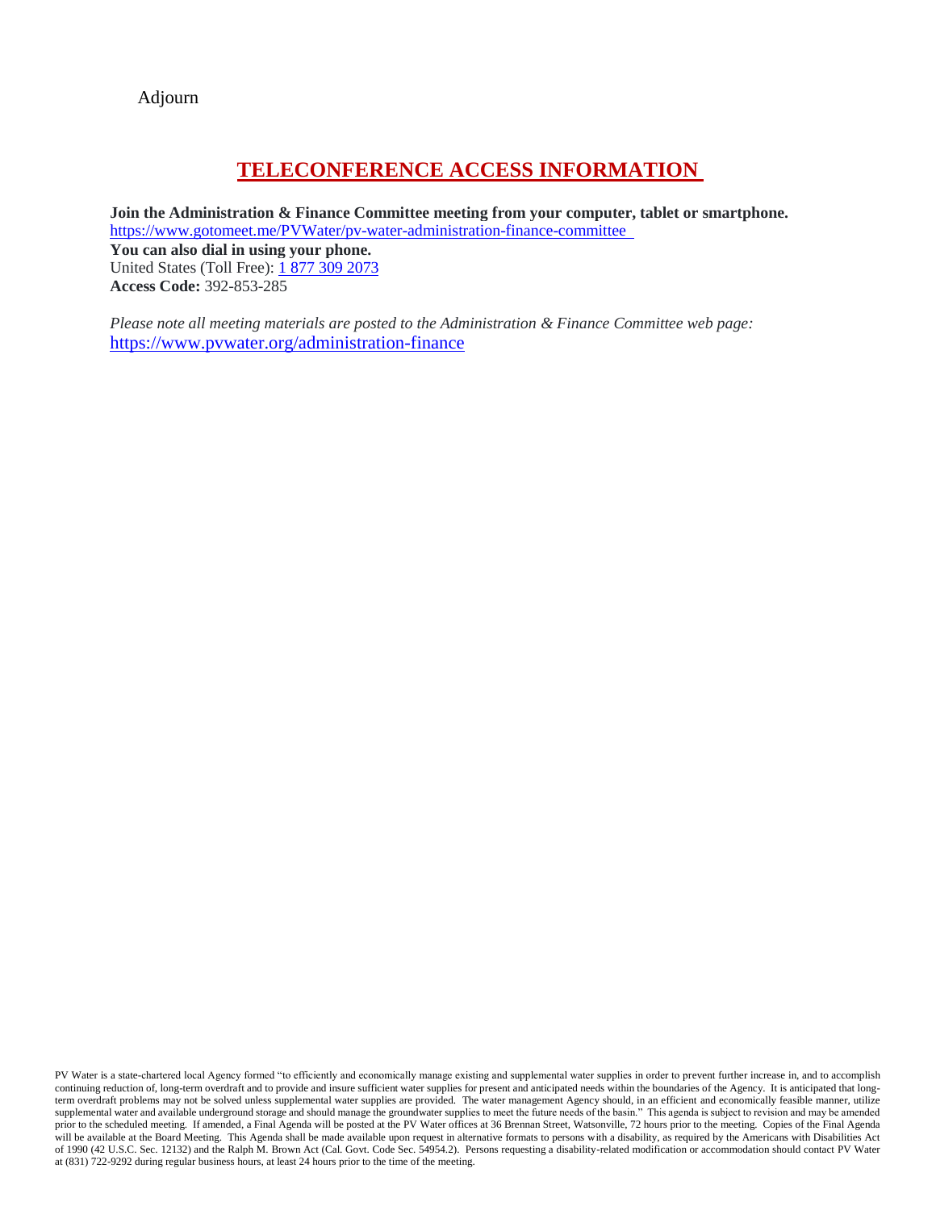Adjourn

## TELECONFERENCE ACCESS INFORMATION

**Join the Administration & Finance Committee meeting from your computer, tablet or smartphone.**
https://www.gotomeet.me/PVWater/pv-water-administration-finance-committee
**You can also dial in using your phone.**
United States (Toll Free): 1 877 309 2073
**Access Code:** 392-853-285

*Please note all meeting materials are posted to the Administration & Finance Committee web page:* https://www.pvwater.org/administration-finance

PV Water is a state-chartered local Agency formed "to efficiently and economically manage existing and supplemental water supplies in order to prevent further increase in, and to accomplish continuing reduction of, long-term overdraft and to provide and insure sufficient water supplies for present and anticipated needs within the boundaries of the Agency. It is anticipated that long-term overdraft problems may not be solved unless supplemental water supplies are provided. The water management Agency should, in an efficient and economically feasible manner, utilize supplemental water and available underground storage and should manage the groundwater supplies to meet the future needs of the basin." This agenda is subject to revision and may be amended prior to the scheduled meeting. If amended, a Final Agenda will be posted at the PV Water offices at 36 Brennan Street, Watsonville, 72 hours prior to the meeting. Copies of the Final Agenda will be available at the Board Meeting. This Agenda shall be made available upon request in alternative formats to persons with a disability, as required by the Americans with Disabilities Act of 1990 (42 U.S.C. Sec. 12132) and the Ralph M. Brown Act (Cal. Govt. Code Sec. 54954.2). Persons requesting a disability-related modification or accommodation should contact PV Water at (831) 722-9292 during regular business hours, at least 24 hours prior to the time of the meeting.